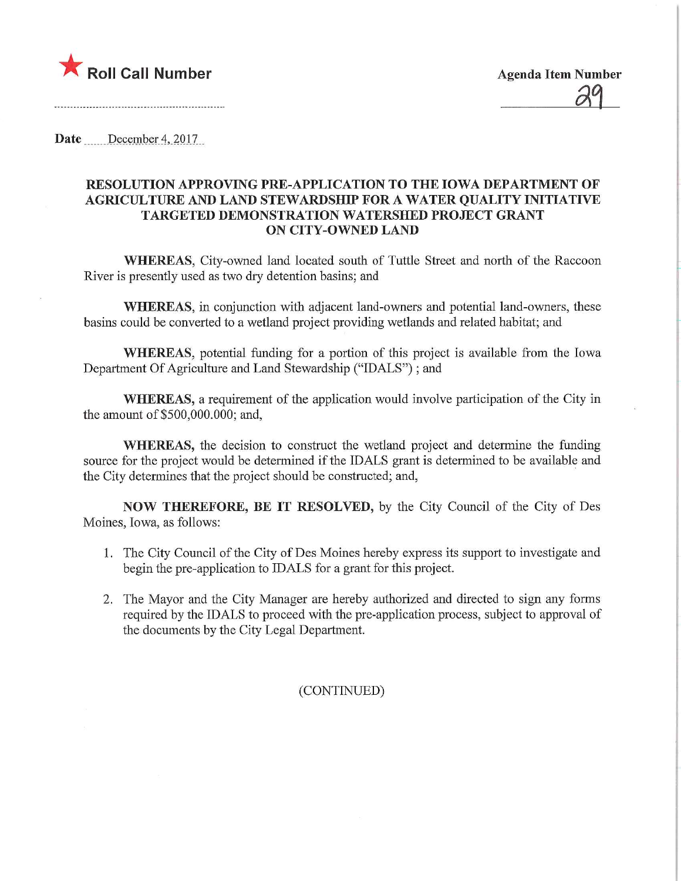★ **Roll Call Number**

**Agenda Item Number**

29

**Date** December 4, 2017

## RESOLUTION APPROVING PRE-APPLICATION TO THE IOWA DEPARTMENT OF AGRICULTURE AND LAND STEWARDSHIP FOR A WATER QUALITY INITIATIVE TARGETED DEMONSTRATION WATERSHED PROJECT GRANT ON CITY-OWNED LAND

**WHEREAS**, City-owned land located south of Tuttle Street and north of the Raccoon River is presently used as two dry detention basins; and

**WHEREAS**, in conjunction with adjacent land-owners and potential land-owners, these basins could be converted to a wetland project providing wetlands and related habitat; and

**WHEREAS**, potential funding for a portion of this project is available from the Iowa Department Of Agriculture and Land Stewardship ("IDALS") ; and

**WHEREAS,** a requirement of the application would involve participation of the City in the amount of $500,000.000; and,

**WHEREAS,** the decision to construct the wetland project and determine the funding source for the project would be determined if the IDALS grant is determined to be available and the City determines that the project should be constructed; and,

**NOW THEREFORE, BE IT RESOLVED,** by the City Council of the City of Des Moines, Iowa, as follows:

1. The City Council of the City of Des Moines hereby express its support to investigate and begin the pre-application to IDALS for a grant for this project.

2. The Mayor and the City Manager are hereby authorized and directed to sign any forms required by the IDALS to proceed with the pre-application process, subject to approval of the documents by the City Legal Department.

(CONTINUED)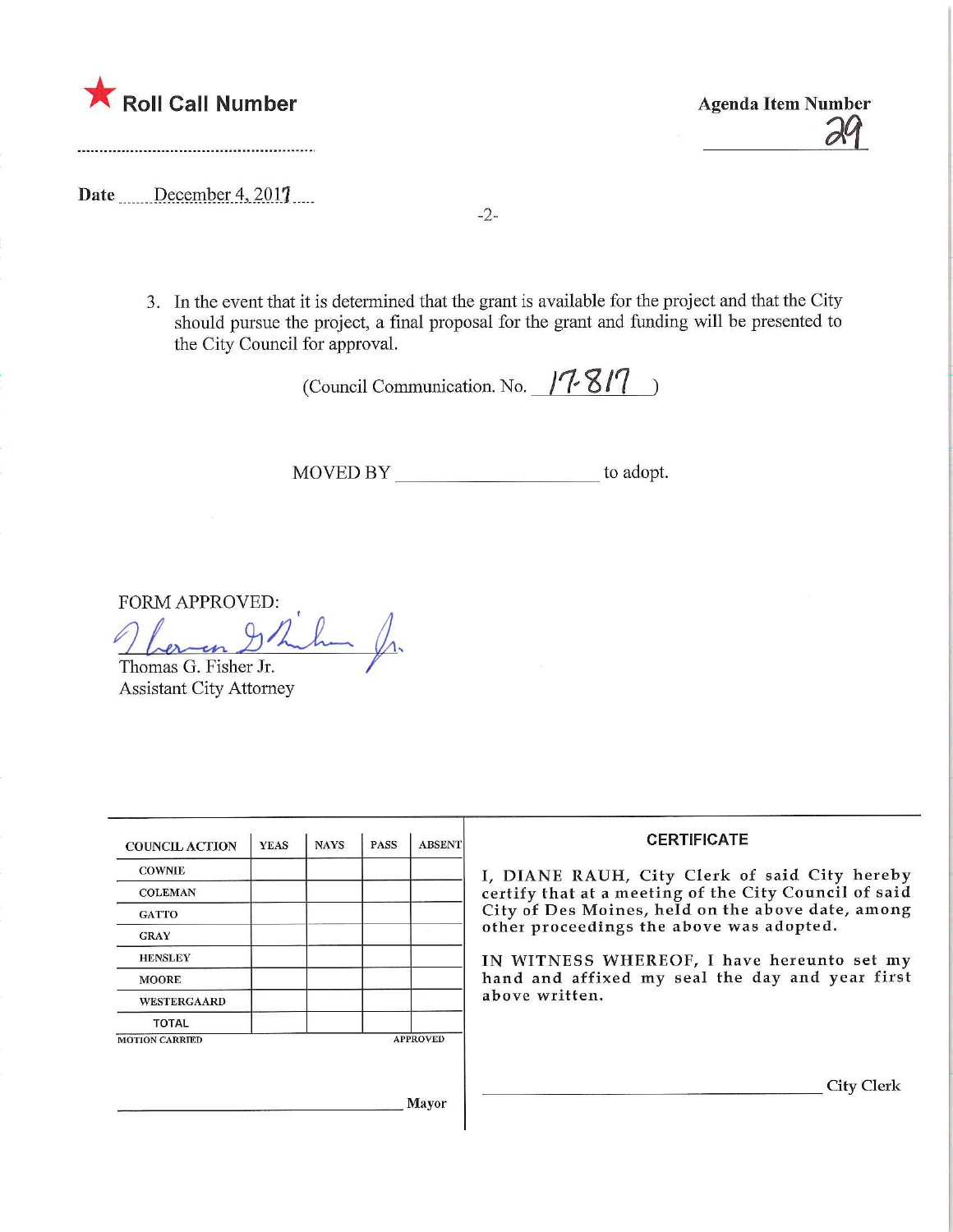★ **Roll Call Number**

**Agenda Item Number**
29

**Date** December 4, 2017

3. In the event that it is determined that the grant is available for the project and that the City should pursue the project, a final proposal for the grant and funding will be presented to the City Council for approval.

(Council Communication. No. 17-817 )

MOVED BY ____________________ to adopt.

FORM APPROVED:

Thomas G. Fisher Jr.
Assistant City Attorney

| COUNCIL ACTION | YEAS | NAYS | PASS | ABSENT |
|---|---|---|---|---|
| COWNIE | | | | |
| COLEMAN | | | | |
| GATTO | | | | |
| GRAY | | | | |
| HENSLEY | | | | |
| MOORE | | | | |
| WESTERGAARD | | | | |
| TOTAL | | | | |

MOTION CARRIED APPROVED

____________________ Mayor

**CERTIFICATE**

I, DIANE RAUH, City Clerk of said City hereby certify that at a meeting of the City Council of said City of Des Moines, held on the above date, among other proceedings the above was adopted.

IN WITNESS WHEREOF, I have hereunto set my hand and affixed my seal the day and year first above written.

____________________ City Clerk